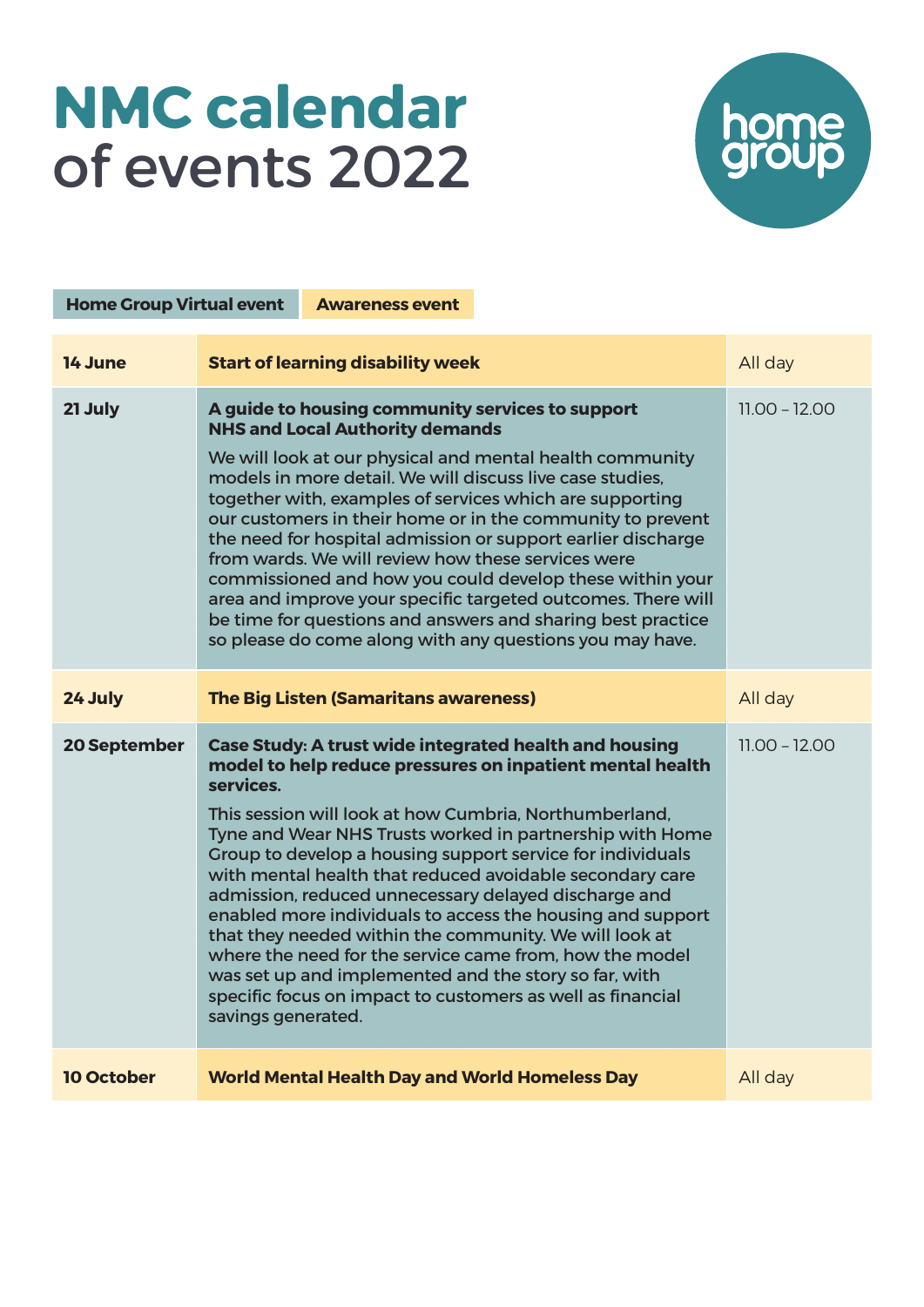# NMC calendar of events 2022

home group

Home Group Virtual event | Awareness event

| Date | Event | Time |
|---|---|---|
| **14 June** | **Start of learning disability week** | All day |
| **21 July** | **A guide to housing community services to support NHS and Local Authority demands**<br><br>We will look at our physical and mental health community models in more detail. We will discuss live case studies, together with, examples of services which are supporting our customers in their home or in the community to prevent the need for hospital admission or support earlier discharge from wards. We will review how these services were commissioned and how you could develop these within your area and improve your specific targeted outcomes. There will be time for questions and answers and sharing best practice so please do come along with any questions you may have. | 11.00 – 12.00 |
| **24 July** | **The Big Listen (Samaritans awareness)** | All day |
| **20 September** | **Case Study: A trust wide integrated health and housing model to help reduce pressures on inpatient mental health services.**<br><br>This session will look at how Cumbria, Northumberland, Tyne and Wear NHS Trusts worked in partnership with Home Group to develop a housing support service for individuals with mental health that reduced avoidable secondary care admission, reduced unnecessary delayed discharge and enabled more individuals to access the housing and support that they needed within the community. We will look at where the need for the service came from, how the model was set up and implemented and the story so far, with specific focus on impact to customers as well as financial savings generated. | 11.00 – 12.00 |
| **10 October** | **World Mental Health Day and World Homeless Day** | All day |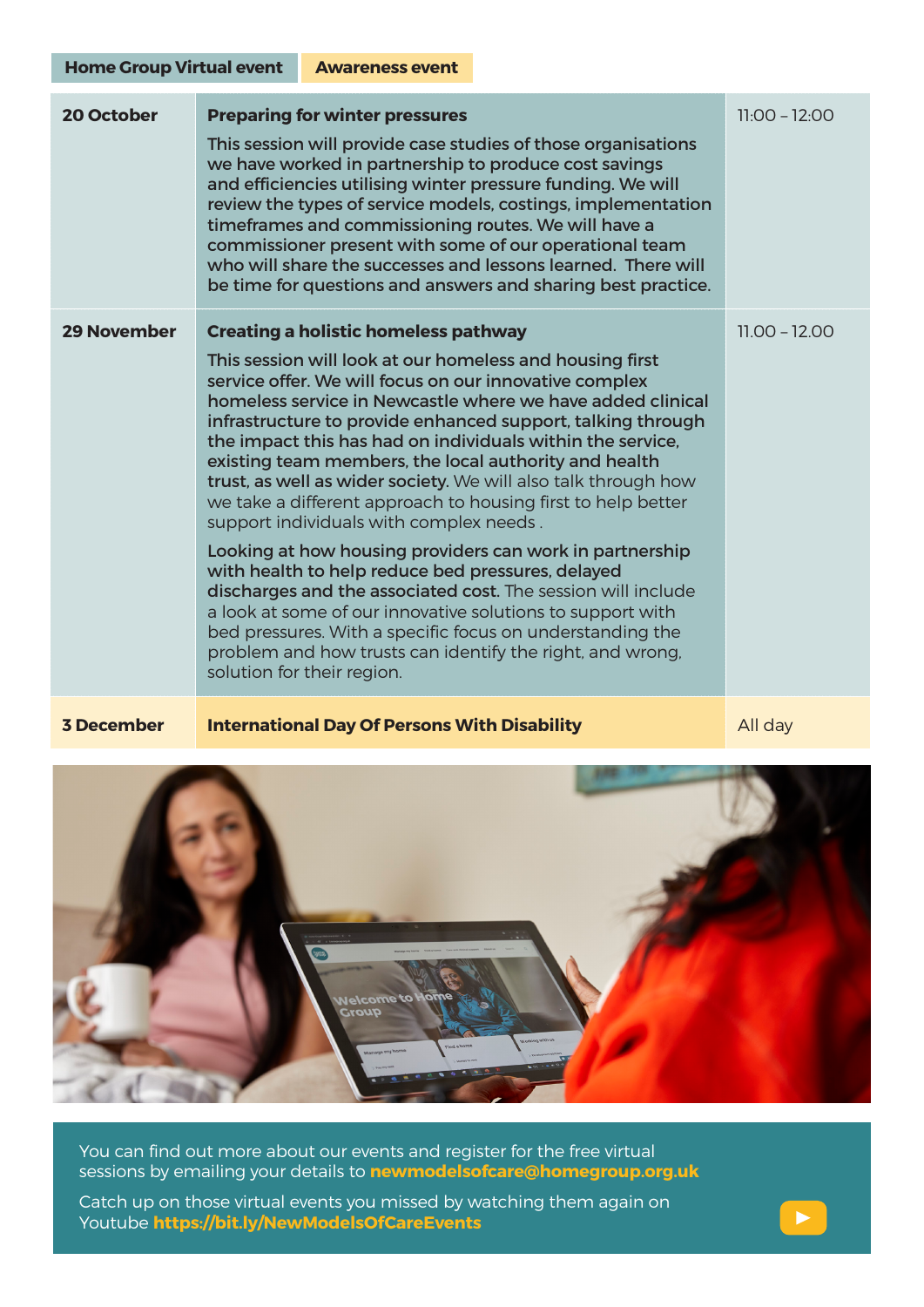Home Group Virtual event | Awareness event

| | | |
|---|---|---|
| **20 October** | **Preparing for winter pressures**<br><br>This session will provide case studies of those organisations we have worked in partnership to produce cost savings and efficiencies utilising winter pressure funding. We will review the types of service models, costings, implementation timeframes and commissioning routes. We will have a commissioner present with some of our operational team who will share the successes and lessons learned. There will be time for questions and answers and sharing best practice. | 11:00 – 12:00 |
| **29 November** | **Creating a holistic homeless pathway**<br><br>This session will look at our homeless and housing first service offer. We will focus on our innovative complex homeless service in Newcastle where we have added clinical infrastructure to provide enhanced support, talking through the impact this has had on individuals within the service, existing team members, the local authority and health trust, as well as wider society. We will also talk through how we take a different approach to housing first to help better support individuals with complex needs .<br><br>Looking at how housing providers can work in partnership with health to help reduce bed pressures, delayed discharges and the associated cost. The session will include a look at some of our innovative solutions to support with bed pressures. With a specific focus on understanding the problem and how trusts can identify the right, and wrong, solution for their region. | 11.00 – 12.00 |
| **3 December** | **International Day Of Persons With Disability** | All day |

You can find out more about our events and register for the free virtual sessions by emailing your details to **newmodelsofcare@homegroup.org.uk**

Catch up on those virtual events you missed by watching them again on Youtube **https://bit.ly/NewModelsOfCareEvents**